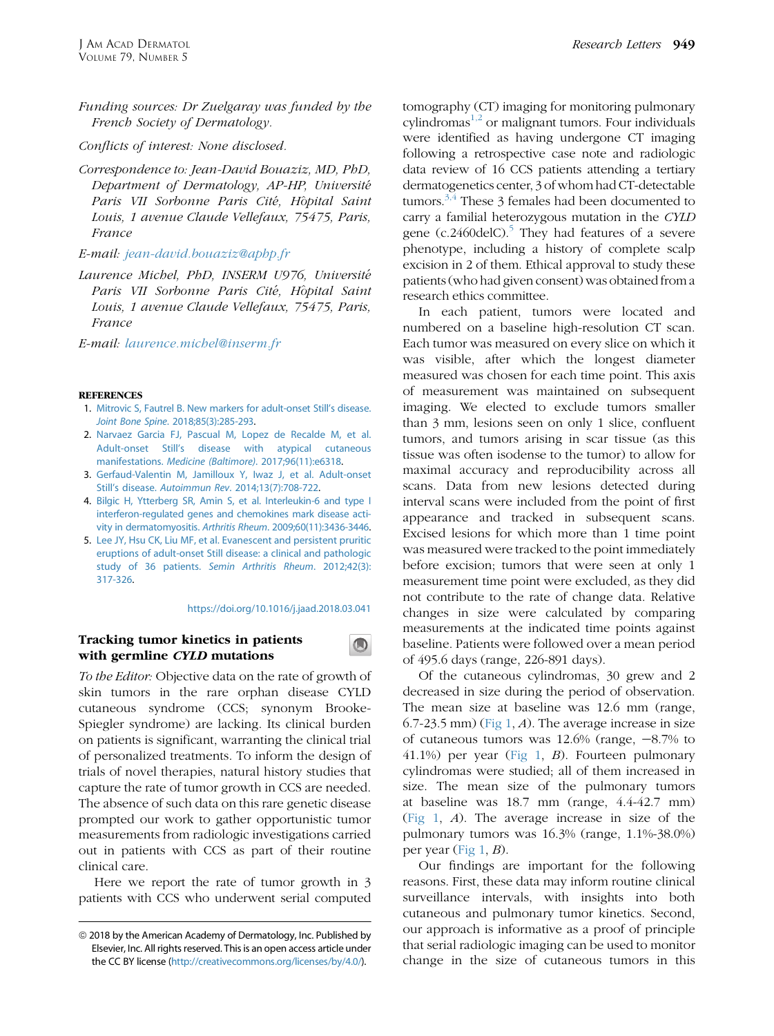*Funding sources: Dr Zuelgaray was funded by the French Society of Dermatology.*

*Conflicts of interest: None disclosed.*

*Correspondence to: Jean-David Bouaziz, MD, PhD, Department of Dermatology, AP-HP, Université Paris VII Sorbonne Paris Cité, Hôpital Saint Louis, 1 avenue Claude Vellefaux, 75475, Paris, France*

*E-mail: jean-david.bouaziz@aphp.fr*

*Laurence Michel, PhD, INSERM U976, Université Paris VII Sorbonne Paris Cité, Hôpital Saint Louis, 1 avenue Claude Vellefaux, 75475, Paris, France*

*E-mail: laurence.michel@inserm.fr*

## REFERENCES

1. Mitrovic S, Fautrel B. New markers for adult-onset Still's disease. *Joint Bone Spine*. 2018;85(3):285-293.
2. Narvaez Garcia FJ, Pascual M, Lopez de Recalde M, et al. Adult-onset Still's disease with atypical cutaneous manifestations. *Medicine (Baltimore)*. 2017;96(11):e6318.
3. Gerfaud-Valentin M, Jamilloux Y, Iwaz J, et al. Adult-onset Still's disease. *Autoimmun Rev*. 2014;13(7):708-722.
4. Bilgic H, Ytterberg SR, Amin S, et al. Interleukin-6 and type I interferon-regulated genes and chemokines mark disease activity in dermatomyositis. *Arthritis Rheum*. 2009;60(11):3436-3446.
5. Lee JY, Hsu CK, Liu MF, et al. Evanescent and persistent pruritic eruptions of adult-onset Still disease: a clinical and pathologic study of 36 patients. *Semin Arthritis Rheum*. 2012;42(3):317-326.

https://doi.org/10.1016/j.jaad.2018.03.041

## Tracking tumor kinetics in patients with germline *CYLD* mutations

*To the Editor:* Objective data on the rate of growth of skin tumors in the rare orphan disease CYLD cutaneous syndrome (CCS; synonym Brooke-Spiegler syndrome) are lacking. Its clinical burden on patients is significant, warranting the clinical trial of personalized treatments. To inform the design of trials of novel therapies, natural history studies that capture the rate of tumor growth in CCS are needed. The absence of such data on this rare genetic disease prompted our work to gather opportunistic tumor measurements from radiologic investigations carried out in patients with CCS as part of their routine clinical care.

Here we report the rate of tumor growth in 3 patients with CCS who underwent serial computed tomography (CT) imaging for monitoring pulmonary cylindromas[1,2] or malignant tumors. Four individuals were identified as having undergone CT imaging following a retrospective case note and radiologic data review of 16 CCS patients attending a tertiary dermatogenetics center, 3 of whom had CT-detectable tumors.[3,4] These 3 females had been documented to carry a familial heterozygous mutation in the *CYLD* gene (c.2460delC).[5] They had features of a severe phenotype, including a history of complete scalp excision in 2 of them. Ethical approval to study these patients (who had given consent) was obtained from a research ethics committee.

In each patient, tumors were located and numbered on a baseline high-resolution CT scan. Each tumor was measured on every slice on which it was visible, after which the longest diameter measured was chosen for each time point. This axis of measurement was maintained on subsequent imaging. We elected to exclude tumors smaller than 3 mm, lesions seen on only 1 slice, confluent tumors, and tumors arising in scar tissue (as this tissue was often isodense to the tumor) to allow for maximal accuracy and reproducibility across all scans. Data from new lesions detected during interval scans were included from the point of first appearance and tracked in subsequent scans. Excised lesions for which more than 1 time point was measured were tracked to the point immediately before excision; tumors that were seen at only 1 measurement time point were excluded, as they did not contribute to the rate of change data. Relative changes in size were calculated by comparing measurements at the indicated time points against baseline. Patients were followed over a mean period of 495.6 days (range, 226-891 days).

Of the cutaneous cylindromas, 30 grew and 2 decreased in size during the period of observation. The mean size at baseline was 12.6 mm (range, 6.7-23.5 mm) (Fig 1, *A*). The average increase in size of cutaneous tumors was 12.6% (range, −8.7% to 41.1%) per year (Fig 1, *B*). Fourteen pulmonary cylindromas were studied; all of them increased in size. The mean size of the pulmonary tumors at baseline was 18.7 mm (range, 4.4-42.7 mm) (Fig 1, *A*). The average increase in size of the pulmonary tumors was 16.3% (range, 1.1%-38.0%) per year (Fig 1, *B*).

Our findings are important for the following reasons. First, these data may inform routine clinical surveillance intervals, with insights into both cutaneous and pulmonary tumor kinetics. Second, our approach is informative as a proof of principle that serial radiologic imaging can be used to monitor change in the size of cutaneous tumors in this

© 2018 by the American Academy of Dermatology, Inc. Published by Elsevier, Inc. All rights reserved. This is an open access article under the CC BY license (http://creativecommons.org/licenses/by/4.0/).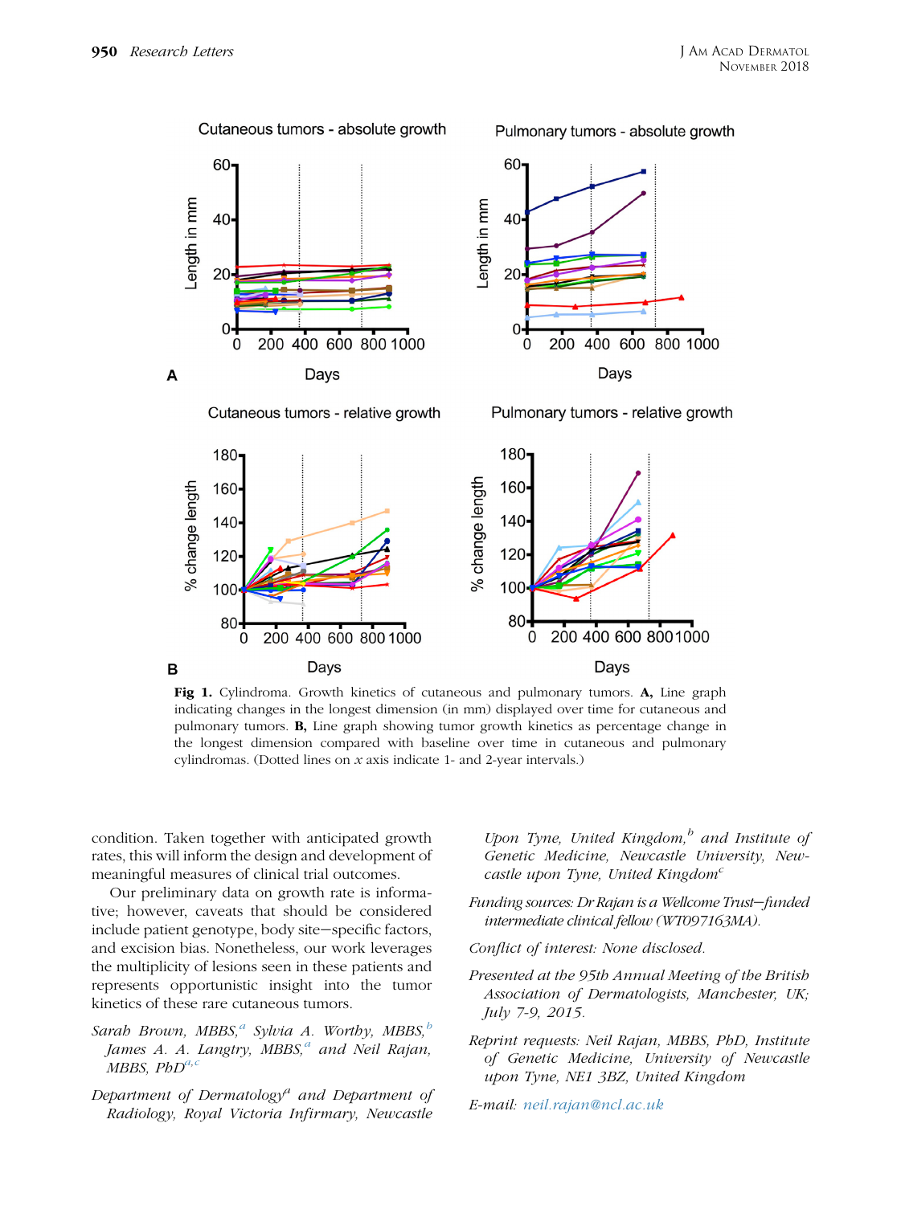**Fig 1.** Cylindroma. Growth kinetics of cutaneous and pulmonary tumors. **A,** Line graph indicating changes in the longest dimension (in mm) displayed over time for cutaneous and pulmonary tumors. **B,** Line graph showing tumor growth kinetics as percentage change in the longest dimension compared with baseline over time in cutaneous and pulmonary cylindromas. (Dotted lines on *x* axis indicate 1- and 2-year intervals.)

condition. Taken together with anticipated growth rates, this will inform the design and development of meaningful measures of clinical trial outcomes.

Our preliminary data on growth rate is informative; however, caveats that should be considered include patient genotype, body site—specific factors, and excision bias. Nonetheless, our work leverages the multiplicity of lesions seen in these patients and represents opportunistic insight into the tumor kinetics of these rare cutaneous tumors.

*Sarah Brown, MBBS,[a] Sylvia A. Worthy, MBBS,[b] James A. A. Langtry, MBBS,[a] and Neil Rajan, MBBS, PhD[a,c]*

*Department of Dermatology[a] and Department of Radiology, Royal Victoria Infirmary, Newcastle Upon Tyne, United Kingdom,[b] and Institute of Genetic Medicine, Newcastle University, Newcastle upon Tyne, United Kingdom[c]*

*Funding sources: Dr Rajan is a Wellcome Trust—funded intermediate clinical fellow (WT097163MA).*

*Conflict of interest: None disclosed.*

*Presented at the 95th Annual Meeting of the British Association of Dermatologists, Manchester, UK; July 7-9, 2015.*

*Reprint requests: Neil Rajan, MBBS, PhD, Institute of Genetic Medicine, University of Newcastle upon Tyne, NE1 3BZ, United Kingdom*

*E-mail: neil.rajan@ncl.ac.uk*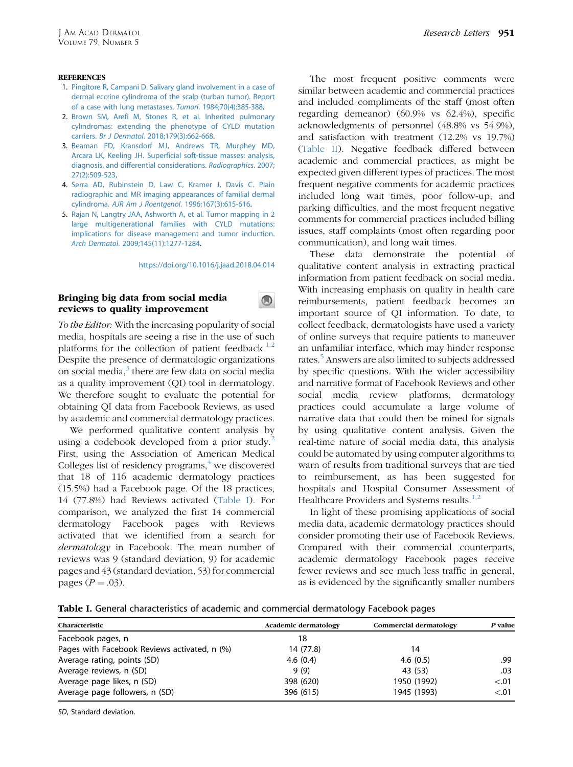## REFERENCES

1. Pingitore R, Campani D. Salivary gland involvement in a case of dermal eccrine cylindroma of the scalp (turban tumor). Report of a case with lung metastases. *Tumori*. 1984;70(4):385-388.
2. Brown SM, Arefi M, Stones R, et al. Inherited pulmonary cylindromas: extending the phenotype of CYLD mutation carriers. *Br J Dermatol*. 2018;179(3):662-668.
3. Beaman FD, Kransdorf MJ, Andrews TR, Murphey MD, Arcara LK, Keeling JH. Superficial soft-tissue masses: analysis, diagnosis, and differential considerations. *Radiographics*. 2007;27(2):509-523.
4. Serra AD, Rubinstein D, Law C, Kramer J, Davis C. Plain radiographic and MR imaging appearances of familial dermal cylindroma. *AJR Am J Roentgenol*. 1996;167(3):615-616.
5. Rajan N, Langtry JAA, Ashworth A, et al. Tumor mapping in 2 large multigenerational families with CYLD mutations: implications for disease management and tumor induction. *Arch Dermatol*. 2009;145(11):1277-1284.

https://doi.org/10.1016/j.jaad.2018.04.014

## Bringing big data from social media reviews to quality improvement

*To the Editor:* With the increasing popularity of social media, hospitals are seeing a rise in the use of such platforms for the collection of patient feedback.[1,2] Despite the presence of dermatologic organizations on social media,[3] there are few data on social media as a quality improvement (QI) tool in dermatology. We therefore sought to evaluate the potential for obtaining QI data from Facebook Reviews, as used by academic and commercial dermatology practices.

We performed qualitative content analysis by using a codebook developed from a prior study.[2] First, using the Association of American Medical Colleges list of residency programs,[4] we discovered that 18 of 116 academic dermatology practices (15.5%) had a Facebook page. Of the 18 practices, 14 (77.8%) had Reviews activated (Table I). For comparison, we analyzed the first 14 commercial dermatology Facebook pages with Reviews activated that we identified from a search for *dermatology* in Facebook. The mean number of reviews was 9 (standard deviation, 9) for academic pages and 43 (standard deviation, 53) for commercial pages ($P = .03$).

The most frequent positive comments were similar between academic and commercial practices and included compliments of the staff (most often regarding demeanor) (60.9% vs 62.4%), specific acknowledgments of personnel (48.8% vs 54.9%), and satisfaction with treatment (12.2% vs 19.7%) (Table II). Negative feedback differed between academic and commercial practices, as might be expected given different types of practices. The most frequent negative comments for academic practices included long wait times, poor follow-up, and parking difficulties, and the most frequent negative comments for commercial practices included billing issues, staff complaints (most often regarding poor communication), and long wait times.

These data demonstrate the potential of qualitative content analysis in extracting practical information from patient feedback on social media. With increasing emphasis on quality in health care reimbursements, patient feedback becomes an important source of QI information. To date, to collect feedback, dermatologists have used a variety of online surveys that require patients to maneuver an unfamiliar interface, which may hinder response rates.[5] Answers are also limited to subjects addressed by specific questions. With the wider accessibility and narrative format of Facebook Reviews and other social media review platforms, dermatology practices could accumulate a large volume of narrative data that could then be mined for signals by using qualitative content analysis. Given the real-time nature of social media data, this analysis could be automated by using computer algorithms to warn of results from traditional surveys that are tied to reimbursement, as has been suggested for hospitals and Hospital Consumer Assessment of Healthcare Providers and Systems results.[1,2]

In light of these promising applications of social media data, academic dermatology practices should consider promoting their use of Facebook Reviews. Compared with their commercial counterparts, academic dermatology Facebook pages receive fewer reviews and see much less traffic in general, as is evidenced by the significantly smaller numbers

**Table I.** General characteristics of academic and commercial dermatology Facebook pages

| Characteristic | Academic dermatology | Commercial dermatology | P value |
|---|---|---|---|
| Facebook pages, n | 18 | | |
| Pages with Facebook Reviews activated, n (%) | 14 (77.8) | 14 | |
| Average rating, points (SD) | 4.6 (0.4) | 4.6 (0.5) | .99 |
| Average reviews, n (SD) | 9 (9) | 43 (53) | .03 |
| Average page likes, n (SD) | 398 (620) | 1950 (1992) | <.01 |
| Average page followers, n (SD) | 396 (615) | 1945 (1993) | <.01 |

*SD*, Standard deviation.